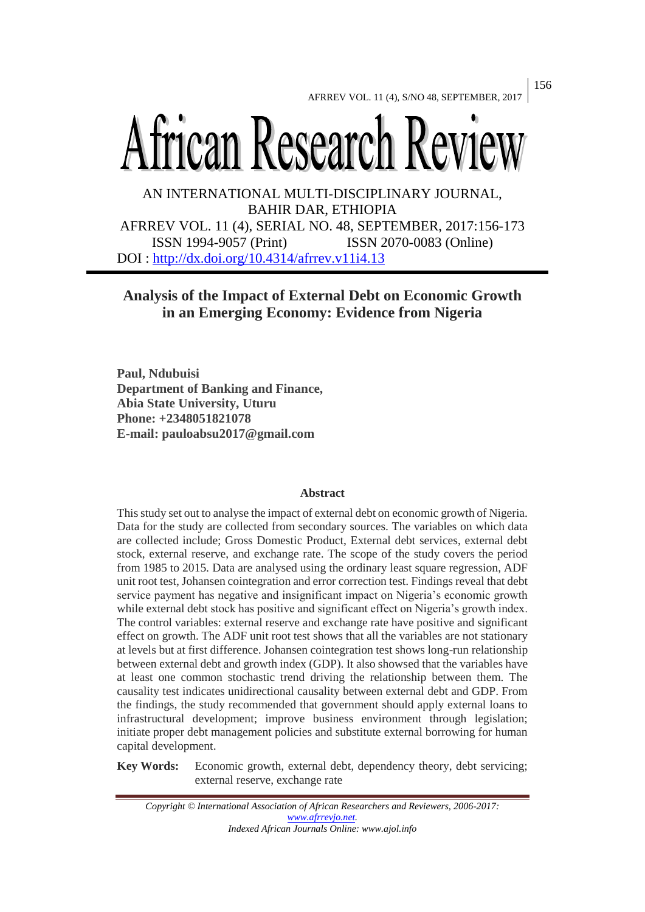# African Research Review

AN INTERNATIONAL MULTI-DISCIPLINARY JOURNAL, BAHIR DAR, ETHIOPIA

AFRREV VOL. 11 (4), SERIAL NO. 48, SEPTEMBER, 2017:156-173

ISSN 1994-9057 (Print) ISSN 2070-0083 (Online)

DOI : http://dx.doi.org/10.4314/afrrev.v11i4.13

## Analysis of the Impact of External Debt on Economic Growth in an Emerging Economy: Evidence from Nigeria

**Paul, Ndubuisi**
**Department of Banking and Finance,**
**Abia State University, Uturu**
**Phone: +2348051821078**
**E-mail: pauloabsu2017@gmail.com**

### Abstract

This study set out to analyse the impact of external debt on economic growth of Nigeria. Data for the study are collected from secondary sources. The variables on which data are collected include; Gross Domestic Product, External debt services, external debt stock, external reserve, and exchange rate. The scope of the study covers the period from 1985 to 2015. Data are analysed using the ordinary least square regression, ADF unit root test, Johansen cointegration and error correction test. Findings reveal that debt service payment has negative and insignificant impact on Nigeria's economic growth while external debt stock has positive and significant effect on Nigeria's growth index. The control variables: external reserve and exchange rate have positive and significant effect on growth. The ADF unit root test shows that all the variables are not stationary at levels but at first difference. Johansen cointegration test shows long-run relationship between external debt and growth index (GDP). It also showsed that the variables have at least one common stochastic trend driving the relationship between them. The causality test indicates unidirectional causality between external debt and GDP. From the findings, the study recommended that government should apply external loans to infrastructural development; improve business environment through legislation; initiate proper debt management policies and substitute external borrowing for human capital development.

**Key Words:** Economic growth, external debt, dependency theory, debt servicing; external reserve, exchange rate

*Copyright © International Association of African Researchers and Reviewers, 2006-2017: www.afrrevjo.net. Indexed African Journals Online: www.ajol.info*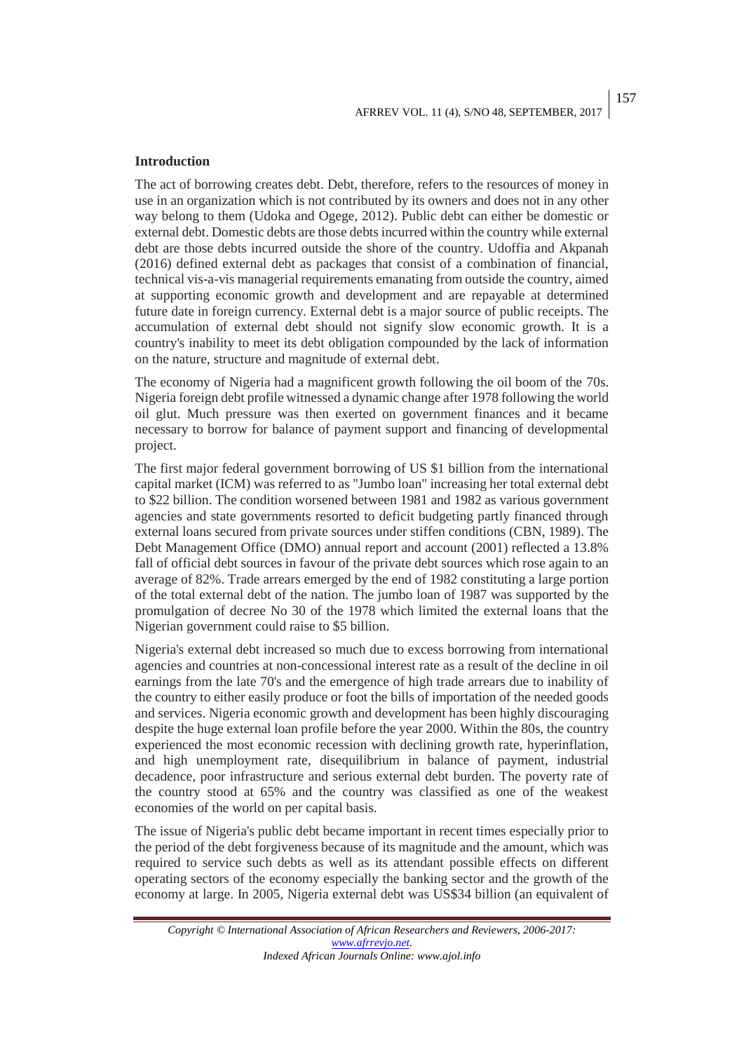## Introduction

The act of borrowing creates debt. Debt, therefore, refers to the resources of money in use in an organization which is not contributed by its owners and does not in any other way belong to them (Udoka and Ogege, 2012). Public debt can either be domestic or external debt. Domestic debts are those debts incurred within the country while external debt are those debts incurred outside the shore of the country. Udoffia and Akpanah (2016) defined external debt as packages that consist of a combination of financial, technical vis-a-vis managerial requirements emanating from outside the country, aimed at supporting economic growth and development and are repayable at determined future date in foreign currency. External debt is a major source of public receipts. The accumulation of external debt should not signify slow economic growth. It is a country's inability to meet its debt obligation compounded by the lack of information on the nature, structure and magnitude of external debt.

The economy of Nigeria had a magnificent growth following the oil boom of the 70s. Nigeria foreign debt profile witnessed a dynamic change after 1978 following the world oil glut. Much pressure was then exerted on government finances and it became necessary to borrow for balance of payment support and financing of developmental project.

The first major federal government borrowing of US $1 billion from the international capital market (ICM) was referred to as "Jumbo loan" increasing her total external debt to $22 billion. The condition worsened between 1981 and 1982 as various government agencies and state governments resorted to deficit budgeting partly financed through external loans secured from private sources under stiffen conditions (CBN, 1989). The Debt Management Office (DMO) annual report and account (2001) reflected a 13.8% fall of official debt sources in favour of the private debt sources which rose again to an average of 82%. Trade arrears emerged by the end of 1982 constituting a large portion of the total external debt of the nation. The jumbo loan of 1987 was supported by the promulgation of decree No 30 of the 1978 which limited the external loans that the Nigerian government could raise to $5 billion.

Nigeria's external debt increased so much due to excess borrowing from international agencies and countries at non-concessional interest rate as a result of the decline in oil earnings from the late 70's and the emergence of high trade arrears due to inability of the country to either easily produce or foot the bills of importation of the needed goods and services. Nigeria economic growth and development has been highly discouraging despite the huge external loan profile before the year 2000. Within the 80s, the country experienced the most economic recession with declining growth rate, hyperinflation, and high unemployment rate, disequilibrium in balance of payment, industrial decadence, poor infrastructure and serious external debt burden. The poverty rate of the country stood at 65% and the country was classified as one of the weakest economies of the world on per capital basis.

The issue of Nigeria's public debt became important in recent times especially prior to the period of the debt forgiveness because of its magnitude and the amount, which was required to service such debts as well as its attendant possible effects on different operating sectors of the economy especially the banking sector and the growth of the economy at large. In 2005, Nigeria external debt was US$34 billion (an equivalent of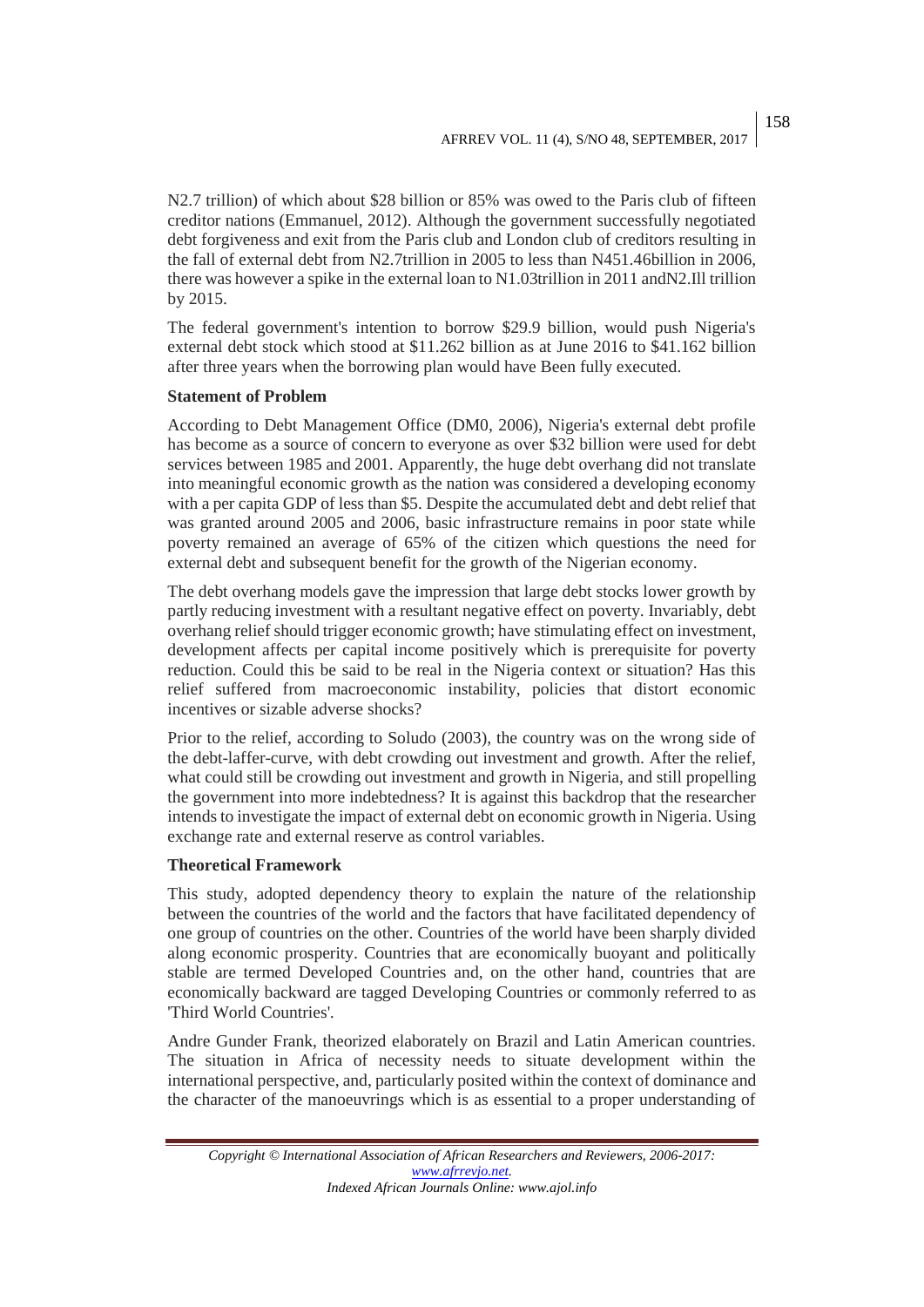N2.7 trillion) of which about $28 billion or 85% was owed to the Paris club of fifteen creditor nations (Emmanuel, 2012). Although the government successfully negotiated debt forgiveness and exit from the Paris club and London club of creditors resulting in the fall of external debt from N2.7trillion in 2005 to less than N451.46billion in 2006, there was however a spike in the external loan to N1.03trillion in 2011 andN2.Ill trillion by 2015.

The federal government's intention to borrow $29.9 billion, would push Nigeria's external debt stock which stood at $11.262 billion as at June 2016 to $41.162 billion after three years when the borrowing plan would have Been fully executed.

**Statement of Problem**

According to Debt Management Office (DM0, 2006), Nigeria's external debt profile has become as a source of concern to everyone as over $32 billion were used for debt services between 1985 and 2001. Apparently, the huge debt overhang did not translate into meaningful economic growth as the nation was considered a developing economy with a per capita GDP of less than $5. Despite the accumulated debt and debt relief that was granted around 2005 and 2006, basic infrastructure remains in poor state while poverty remained an average of 65% of the citizen which questions the need for external debt and subsequent benefit for the growth of the Nigerian economy.

The debt overhang models gave the impression that large debt stocks lower growth by partly reducing investment with a resultant negative effect on poverty. Invariably, debt overhang relief should trigger economic growth; have stimulating effect on investment, development affects per capital income positively which is prerequisite for poverty reduction. Could this be said to be real in the Nigeria context or situation? Has this relief suffered from macroeconomic instability, policies that distort economic incentives or sizable adverse shocks?

Prior to the relief, according to Soludo (2003), the country was on the wrong side of the debt-laffer-curve, with debt crowding out investment and growth. After the relief, what could still be crowding out investment and growth in Nigeria, and still propelling the government into more indebtedness? It is against this backdrop that the researcher intends to investigate the impact of external debt on economic growth in Nigeria. Using exchange rate and external reserve as control variables.

**Theoretical Framework**

This study, adopted dependency theory to explain the nature of the relationship between the countries of the world and the factors that have facilitated dependency of one group of countries on the other. Countries of the world have been sharply divided along economic prosperity. Countries that are economically buoyant and politically stable are termed Developed Countries and, on the other hand, countries that are economically backward are tagged Developing Countries or commonly referred to as 'Third World Countries'.

Andre Gunder Frank, theorized elaborately on Brazil and Latin American countries. The situation in Africa of necessity needs to situate development within the international perspective, and, particularly posited within the context of dominance and the character of the manoeuvrings which is as essential to a proper understanding of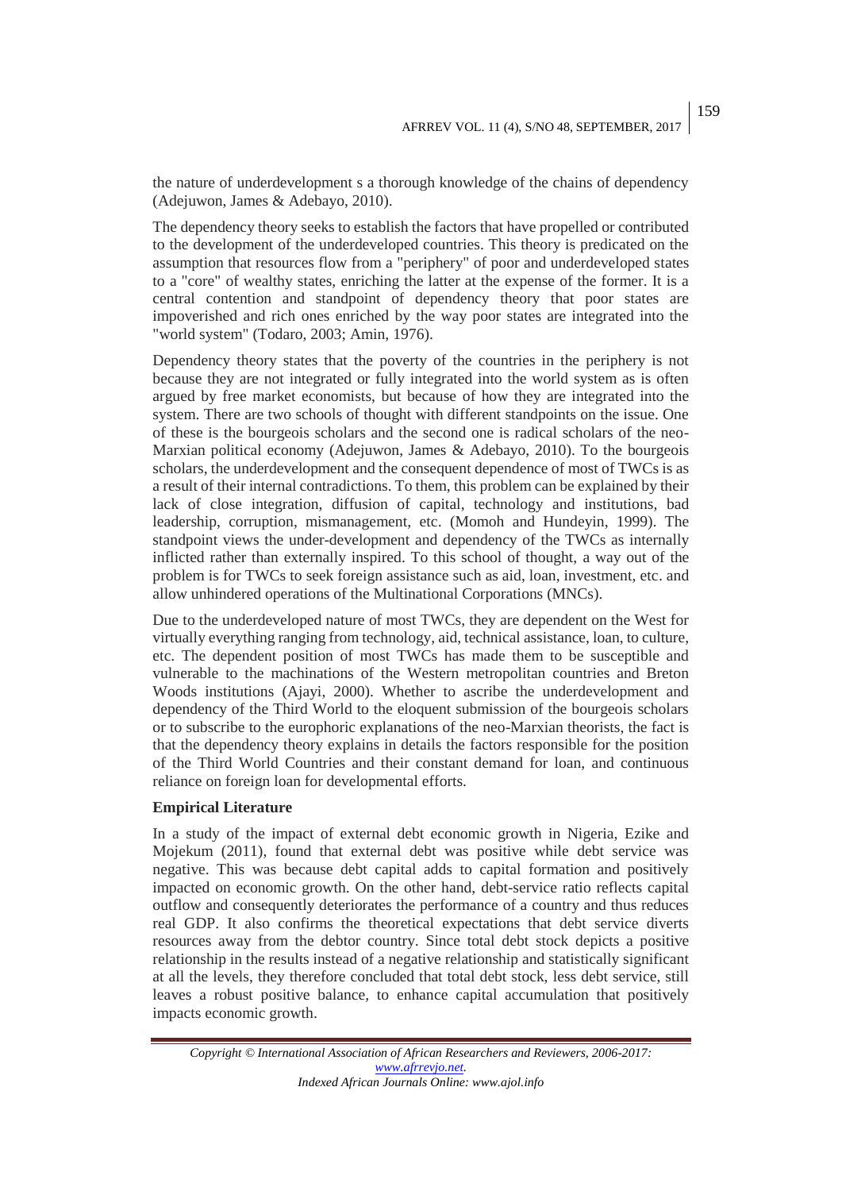the nature of underdevelopment s a thorough knowledge of the chains of dependency (Adejuwon, James & Adebayo, 2010).

The dependency theory seeks to establish the factors that have propelled or contributed to the development of the underdeveloped countries. This theory is predicated on the assumption that resources flow from a "periphery" of poor and underdeveloped states to a "core" of wealthy states, enriching the latter at the expense of the former. It is a central contention and standpoint of dependency theory that poor states are impoverished and rich ones enriched by the way poor states are integrated into the "world system" (Todaro, 2003; Amin, 1976).

Dependency theory states that the poverty of the countries in the periphery is not because they are not integrated or fully integrated into the world system as is often argued by free market economists, but because of how they are integrated into the system. There are two schools of thought with different standpoints on the issue. One of these is the bourgeois scholars and the second one is radical scholars of the neo-Marxian political economy (Adejuwon, James & Adebayo, 2010). To the bourgeois scholars, the underdevelopment and the consequent dependence of most of TWCs is as a result of their internal contradictions. To them, this problem can be explained by their lack of close integration, diffusion of capital, technology and institutions, bad leadership, corruption, mismanagement, etc. (Momoh and Hundeyin, 1999). The standpoint views the under-development and dependency of the TWCs as internally inflicted rather than externally inspired. To this school of thought, a way out of the problem is for TWCs to seek foreign assistance such as aid, loan, investment, etc. and allow unhindered operations of the Multinational Corporations (MNCs).

Due to the underdeveloped nature of most TWCs, they are dependent on the West for virtually everything ranging from technology, aid, technical assistance, loan, to culture, etc. The dependent position of most TWCs has made them to be susceptible and vulnerable to the machinations of the Western metropolitan countries and Breton Woods institutions (Ajayi, 2000). Whether to ascribe the underdevelopment and dependency of the Third World to the eloquent submission of the bourgeois scholars or to subscribe to the europhoric explanations of the neo-Marxian theorists, the fact is that the dependency theory explains in details the factors responsible for the position of the Third World Countries and their constant demand for loan, and continuous reliance on foreign loan for developmental efforts.

**Empirical Literature**

In a study of the impact of external debt economic growth in Nigeria, Ezike and Mojekum (2011), found that external debt was positive while debt service was negative. This was because debt capital adds to capital formation and positively impacted on economic growth. On the other hand, debt-service ratio reflects capital outflow and consequently deteriorates the performance of a country and thus reduces real GDP. It also confirms the theoretical expectations that debt service diverts resources away from the debtor country. Since total debt stock depicts a positive relationship in the results instead of a negative relationship and statistically significant at all the levels, they therefore concluded that total debt stock, less debt service, still leaves a robust positive balance, to enhance capital accumulation that positively impacts economic growth.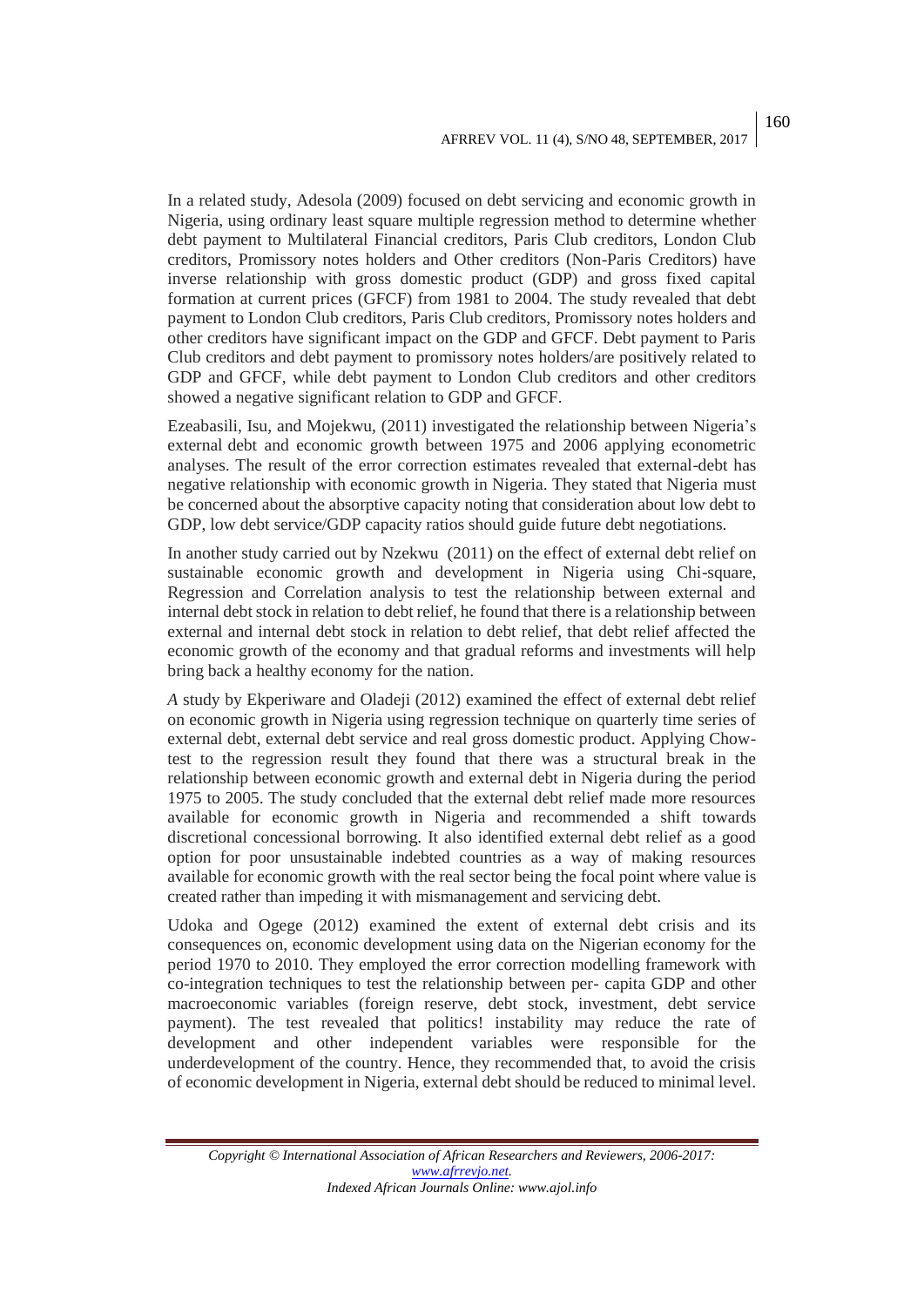In a related study, Adesola (2009) focused on debt servicing and economic growth in Nigeria, using ordinary least square multiple regression method to determine whether debt payment to Multilateral Financial creditors, Paris Club creditors, London Club creditors, Promissory notes holders and Other creditors (Non-Paris Creditors) have inverse relationship with gross domestic product (GDP) and gross fixed capital formation at current prices (GFCF) from 1981 to 2004. The study revealed that debt payment to London Club creditors, Paris Club creditors, Promissory notes holders and other creditors have significant impact on the GDP and GFCF. Debt payment to Paris Club creditors and debt payment to promissory notes holders/are positively related to GDP and GFCF, while debt payment to London Club creditors and other creditors showed a negative significant relation to GDP and GFCF.

Ezeabasili, Isu, and Mojekwu, (2011) investigated the relationship between Nigeria's external debt and economic growth between 1975 and 2006 applying econometric analyses. The result of the error correction estimates revealed that external-debt has negative relationship with economic growth in Nigeria. They stated that Nigeria must be concerned about the absorptive capacity noting that consideration about low debt to GDP, low debt service/GDP capacity ratios should guide future debt negotiations.

In another study carried out by Nzekwu (2011) on the effect of external debt relief on sustainable economic growth and development in Nigeria using Chi-square, Regression and Correlation analysis to test the relationship between external and internal debt stock in relation to debt relief, he found that there is a relationship between external and internal debt stock in relation to debt relief, that debt relief affected the economic growth of the economy and that gradual reforms and investments will help bring back a healthy economy for the nation.

*A* study by Ekperiware and Oladeji (2012) examined the effect of external debt relief on economic growth in Nigeria using regression technique on quarterly time series of external debt, external debt service and real gross domestic product. Applying Chow-test to the regression result they found that there was a structural break in the relationship between economic growth and external debt in Nigeria during the period 1975 to 2005. The study concluded that the external debt relief made more resources available for economic growth in Nigeria and recommended a shift towards discretional concessional borrowing. It also identified external debt relief as a good option for poor unsustainable indebted countries as a way of making resources available for economic growth with the real sector being the focal point where value is created rather than impeding it with mismanagement and servicing debt.

Udoka and Ogege (2012) examined the extent of external debt crisis and its consequences on, economic development using data on the Nigerian economy for the period 1970 to 2010. They employed the error correction modelling framework with co-integration techniques to test the relationship between per- capita GDP and other macroeconomic variables (foreign reserve, debt stock, investment, debt service payment). The test revealed that politics! instability may reduce the rate of development and other independent variables were responsible for the underdevelopment of the country. Hence, they recommended that, to avoid the crisis of economic development in Nigeria, external debt should be reduced to minimal level.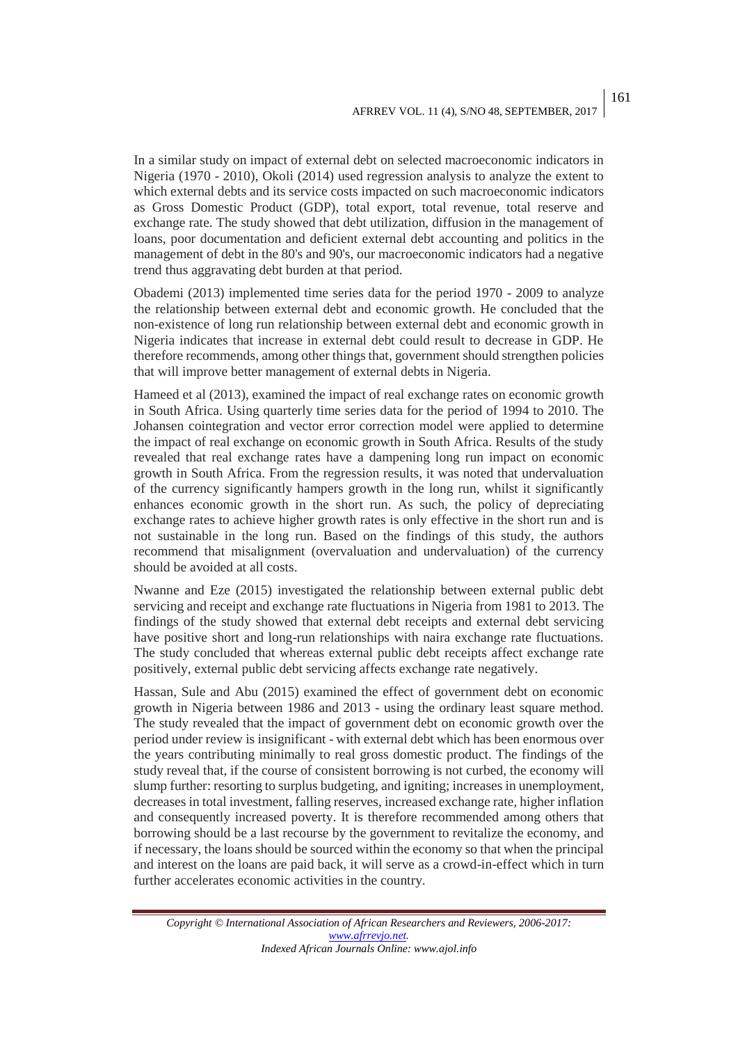In a similar study on impact of external debt on selected macroeconomic indicators in Nigeria (1970 - 2010), Okoli (2014) used regression analysis to analyze the extent to which external debts and its service costs impacted on such macroeconomic indicators as Gross Domestic Product (GDP), total export, total revenue, total reserve and exchange rate. The study showed that debt utilization, diffusion in the management of loans, poor documentation and deficient external debt accounting and politics in the management of debt in the 80's and 90's, our macroeconomic indicators had a negative trend thus aggravating debt burden at that period.

Obademi (2013) implemented time series data for the period 1970 - 2009 to analyze the relationship between external debt and economic growth. He concluded that the non-existence of long run relationship between external debt and economic growth in Nigeria indicates that increase in external debt could result to decrease in GDP. He therefore recommends, among other things that, government should strengthen policies that will improve better management of external debts in Nigeria.

Hameed et al (2013), examined the impact of real exchange rates on economic growth in South Africa. Using quarterly time series data for the period of 1994 to 2010. The Johansen cointegration and vector error correction model were applied to determine the impact of real exchange on economic growth in South Africa. Results of the study revealed that real exchange rates have a dampening long run impact on economic growth in South Africa. From the regression results, it was noted that undervaluation of the currency significantly hampers growth in the long run, whilst it significantly enhances economic growth in the short run. As such, the policy of depreciating exchange rates to achieve higher growth rates is only effective in the short run and is not sustainable in the long run. Based on the findings of this study, the authors recommend that misalignment (overvaluation and undervaluation) of the currency should be avoided at all costs.

Nwanne and Eze (2015) investigated the relationship between external public debt servicing and receipt and exchange rate fluctuations in Nigeria from 1981 to 2013. The findings of the study showed that external debt receipts and external debt servicing have positive short and long-run relationships with naira exchange rate fluctuations. The study concluded that whereas external public debt receipts affect exchange rate positively, external public debt servicing affects exchange rate negatively.

Hassan, Sule and Abu (2015) examined the effect of government debt on economic growth in Nigeria between 1986 and 2013 - using the ordinary least square method. The study revealed that the impact of government debt on economic growth over the period under review is insignificant - with external debt which has been enormous over the years contributing minimally to real gross domestic product. The findings of the study reveal that, if the course of consistent borrowing is not curbed, the economy will slump further: resorting to surplus budgeting, and igniting; increases in unemployment, decreases in total investment, falling reserves, increased exchange rate, higher inflation and consequently increased poverty. It is therefore recommended among others that borrowing should be a last recourse by the government to revitalize the economy, and if necessary, the loans should be sourced within the economy so that when the principal and interest on the loans are paid back, it will serve as a crowd-in-effect which in turn further accelerates economic activities in the country.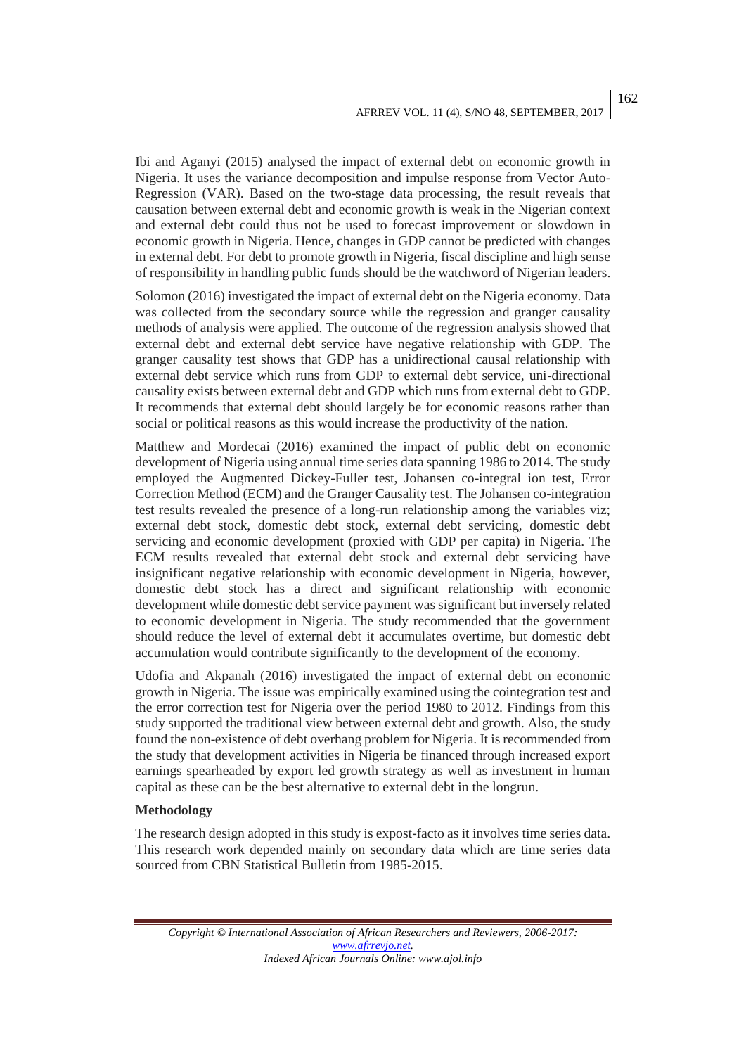Ibi and Aganyi (2015) analysed the impact of external debt on economic growth in Nigeria. It uses the variance decomposition and impulse response from Vector Auto-Regression (VAR). Based on the two-stage data processing, the result reveals that causation between external debt and economic growth is weak in the Nigerian context and external debt could thus not be used to forecast improvement or slowdown in economic growth in Nigeria. Hence, changes in GDP cannot be predicted with changes in external debt. For debt to promote growth in Nigeria, fiscal discipline and high sense of responsibility in handling public funds should be the watchword of Nigerian leaders.

Solomon (2016) investigated the impact of external debt on the Nigeria economy. Data was collected from the secondary source while the regression and granger causality methods of analysis were applied. The outcome of the regression analysis showed that external debt and external debt service have negative relationship with GDP. The granger causality test shows that GDP has a unidirectional causal relationship with external debt service which runs from GDP to external debt service, uni-directional causality exists between external debt and GDP which runs from external debt to GDP. It recommends that external debt should largely be for economic reasons rather than social or political reasons as this would increase the productivity of the nation.

Matthew and Mordecai (2016) examined the impact of public debt on economic development of Nigeria using annual time series data spanning 1986 to 2014. The study employed the Augmented Dickey-Fuller test, Johansen co-integral ion test, Error Correction Method (ECM) and the Granger Causality test. The Johansen co-integration test results revealed the presence of a long-run relationship among the variables viz; external debt stock, domestic debt stock, external debt servicing, domestic debt servicing and economic development (proxied with GDP per capita) in Nigeria. The ECM results revealed that external debt stock and external debt servicing have insignificant negative relationship with economic development in Nigeria, however, domestic debt stock has a direct and significant relationship with economic development while domestic debt service payment was significant but inversely related to economic development in Nigeria. The study recommended that the government should reduce the level of external debt it accumulates overtime, but domestic debt accumulation would contribute significantly to the development of the economy.

Udofia and Akpanah (2016) investigated the impact of external debt on economic growth in Nigeria. The issue was empirically examined using the cointegration test and the error correction test for Nigeria over the period 1980 to 2012. Findings from this study supported the traditional view between external debt and growth. Also, the study found the non-existence of debt overhang problem for Nigeria. It is recommended from the study that development activities in Nigeria be financed through increased export earnings spearheaded by export led growth strategy as well as investment in human capital as these can be the best alternative to external debt in the longrun.

**Methodology**

The research design adopted in this study is expost-facto as it involves time series data. This research work depended mainly on secondary data which are time series data sourced from CBN Statistical Bulletin from 1985-2015.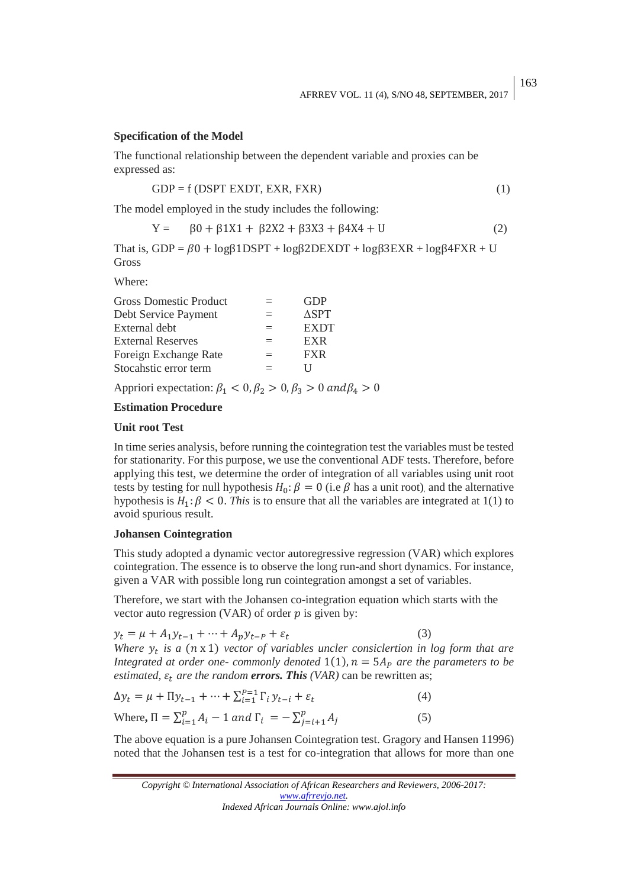**Specification of the Model**

The functional relationship between the dependent variable and proxies can be expressed as:

$$GDP = f\ (DSPT\ EXDT,\ EXR,\ FXR) \qquad (1)$$

The model employed in the study includes the following:

$$Y = \quad \beta 0 + \beta 1X1 + \beta 2X2 + \beta 3X3 + \beta 4X4 + U \qquad (2)$$

That is, GDP = $\beta 0$ + logβ1DSPT + logβ2DEXDT + logβ3EXR + logβ4FXR + U Gross

Where:

| | | |
|---|---|---|
| Gross Domestic Product | = | GDP |
| Debt Service Payment | = | ΔSPT |
| External debt | = | EXDT |
| External Reserves | = | EXR |
| Foreign Exchange Rate | = | FXR |
| Stocahstic error term | = | U |

Appriori expectation: $\beta_1 < 0, \beta_2 > 0, \beta_3 > 0\ and \beta_4 > 0$

**Estimation Procedure**

**Unit root Test**

In time series analysis, before running the cointegration test the variables must be tested for stationarity. For this purpose, we use the conventional ADF tests. Therefore, before applying this test, we determine the order of integration of all variables using unit root tests by testing for null hypothesis $H_0: \beta = 0$ (i.e $\beta$ has a unit root), and the alternative hypothesis is $H_1: \beta < 0$. *This* is to ensure that all the variables are integrated at 1(1) to avoid spurious result.

**Johansen Cointegration**

This study adopted a dynamic vector autoregressive regression (VAR) which explores cointegration. The essence is to observe the long run-and short dynamics. For instance, given a VAR with possible long run cointegration amongst a set of variables.

Therefore, we start with the Johansen co-integration equation which starts with the vector auto regression (VAR) of order $p$ is given by:

$$y_t = \mu + A_1 y_{t-1} + \cdots + A_p y_{t-P} + \varepsilon_t \qquad (3)$$

*Where $y_t$ is a $(n \times 1)$ vector of variables uncler consiclertion in log form that are Integrated at order one- commonly denoted* $1(1), n = 5A_P$ *are the parameters to be estimated,* $\varepsilon_t$ *are the random* ***errors. This*** *(VAR)* can be rewritten as;

$$\Delta y_t = \mu + \Pi y_{t-1} + \cdots + \sum_{i=1}^{P=1} \Gamma_i\, y_{t-i} + \varepsilon_t \qquad (4)$$

Where**,** $\Pi = \sum_{i=1}^{p} A_i - 1\ and\ \Gamma_i = -\sum_{j=i+1}^{p} A_j \qquad (5)$

The above equation is a pure Johansen Cointegration test. Gragory and Hansen 11996) noted that the Johansen test is a test for co-integration that allows for more than one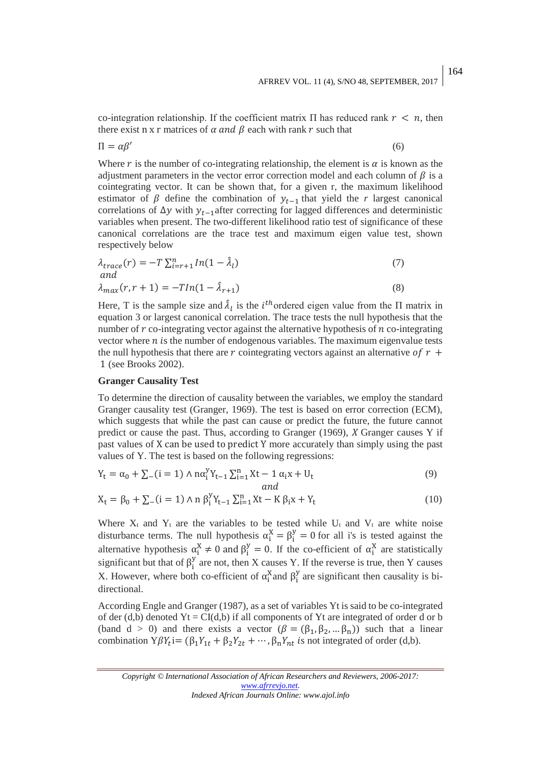co-integration relationship. If the coefficient matrix $\Pi$ has reduced rank $r < n$, then there exist n x r matrices of $\alpha$ *and* $\beta$ each with rank $r$ such that

$$\Pi = \alpha\beta' \tag{6}$$

Where $r$ is the number of co-integrating relationship, the element is $\alpha$ is known as the adjustment parameters in the vector error correction model and $\beta$ is a cointegrating vector. It can be shown that, for a given r, the maximum likelihood estimator of $\beta$ define the combination of $y_{t-1}$ that yield the $r$ largest canonical correlations of $\Delta y$ with $y_{t-1}$after correcting for lagged differences and deterministic variables when present. The two-different likelihood ratio test of significance of these canonical correlations are the trace test and maximum eigen value test, shown respectively below

$$\lambda_{trace}(r) = -T\sum_{i=r+1}^{n} In(1-\hat{\lambda}_l) \tag{7}$$

*and*

$$\lambda_{max}(r, r+1) = -T In(1-\hat{\lambda}_{r+1}) \tag{8}$$

Here, T is the sample size and $\hat{\lambda}_l$ is the $i^{th}$ordered eigen value from the $\Pi$ matrix in equation 3 or largest canonical correlation. The trace tests the null hypothesis that the number of $r$ co-integrating vector against the alternative hypothesis of $n$ co-integrating vector where $n$ is the number of endogenous variables. The maximum eigenvalue tests the null hypothesis that there are $r$ cointegrating vectors against an alternative $of\ r +$ 1 (see Brooks 2002).

**Granger Causality Test**

To determine the direction of causality between the variables, we employ the standard Granger causality test (Granger, 1969). The test is based on error correction (ECM), which suggests that while the past can cause or predict the future, the future cannot predict or cause the past. Thus, according to Granger (1969), $X$ Granger causes Y if past values of X can be used to predict Y more accurately than simply using the past values of Y. The test is based on the following regressions:

$$\mathrm{Y_t} = \alpha_0 + \sum_{-}(\mathrm{i}=1) \wedge \mathrm{n}\alpha_{\mathrm{i}}^{\mathrm{y}}\mathrm{Y}_{\mathrm{t}-1}\sum_{\mathrm{i}=1}^{\mathrm{n}}\mathrm{Xt}-1\ \alpha_{\mathrm{i}}\mathrm{x}+\mathrm{U_t} \tag{9}$$

*and*

$$\mathrm{X_t} = \beta_0 + \sum_{-}(\mathrm{i}=1) \wedge \mathrm{n}\ \beta_{\mathrm{i}}^{\mathrm{y}}\mathrm{Y}_{\mathrm{t}-1}\sum_{\mathrm{i}=1}^{\mathrm{n}}\mathrm{Xt}-\mathrm{K}\ \beta_{\mathrm{i}}\mathrm{x}+\mathrm{Y_t} \tag{10}$$

Where $X_t$ and $Y_t$ are the variables to be tested while $U_t$ and $V_t$ are white noise disturbance terms. The null hypothesis $\alpha_i^X = \beta_i^y = 0$ for all i's is tested against the alternative hypothesis $\alpha_i^X \neq 0$ and $\beta_i^y = 0$. If the co-efficient of $\alpha_i^X$ are statistically significant but that of $\beta_i^y$ are not, then X causes Y. If the reverse is true, then Y causes X. However, where both co-efficient of $\alpha_i^X$and $\beta_i^y$ are significant then causality is bi-directional.

According Engle and Granger (1987), as a set of variables Yt is said to be co-integrated of der (d,b) denoted Yt = CI(d,b) if all components of Yt are integrated of order d or b (band d > 0) and there exists a vector $(\beta = (\beta_1, \beta_2, \ldots \beta_n))$ such that a linear combination $\mathrm{Y}\beta Y_t$i= $(\beta_1 Y_{1t} + \beta_2 Y_{2t} + \cdots, \beta_n Y_{nt}$ *is* not integrated of order (d,b).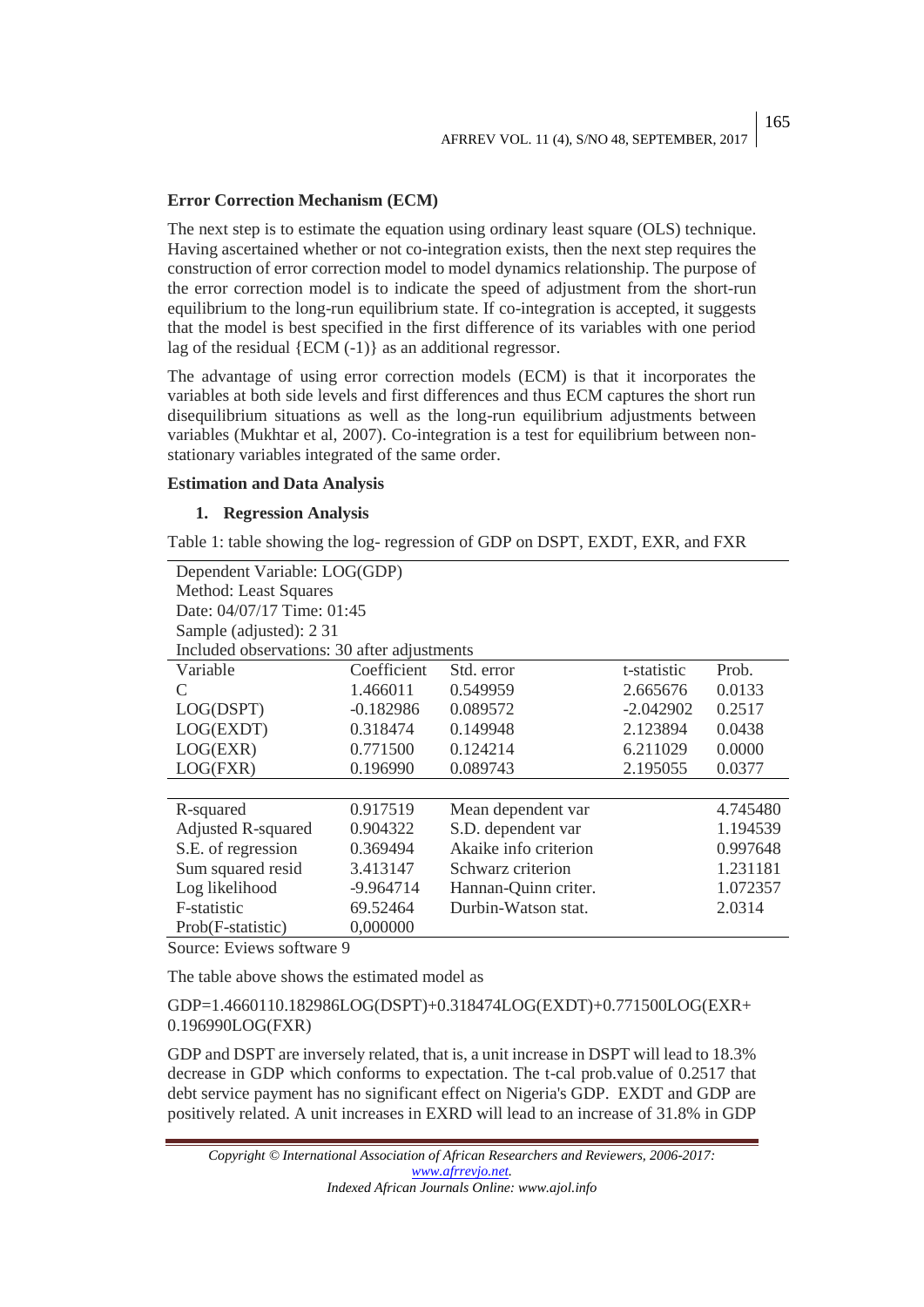**Error Correction Mechanism (ECM)**

The next step is to estimate the equation using ordinary least square (OLS) technique. Having ascertained whether or not co-integration exists, then the next step requires the construction of error correction model to model dynamics relationship. The purpose of the error correction model is to indicate the speed of adjustment from the short-run equilibrium to the long-run equilibrium state. If co-integration is accepted, it suggests that the model is best specified in the first difference of its variables with one period lag of the residual {ECM (-1)} as an additional regressor.

The advantage of using error correction models (ECM) is that it incorporates the variables at both side levels and first differences and thus ECM captures the short run disequilibrium situations as well as the long-run equilibrium adjustments between variables (Mukhtar et al, 2007). Co-integration is a test for equilibrium between non-stationary variables integrated of the same order.

**Estimation and Data Analysis**

1. **Regression Analysis**

Table 1: table showing the log- regression of GDP on DSPT, EXDT, EXR, and FXR

| Dependent Variable: LOG(GDP) | | | | |
|---|---|---|---|---|
| Method: Least Squares | | | | |
| Date: 04/07/17 Time: 01:45 | | | | |
| Sample (adjusted): 2 31 | | | | |
| Included observations: 30 after adjustments | | | | |
| Variable | Coefficient | Std. error | t-statistic | Prob. |
| C | 1.466011 | 0.549959 | 2.665676 | 0.0133 |
| LOG(DSPT) | -0.182986 | 0.089572 | -2.042902 | 0.2517 |
| LOG(EXDT) | 0.318474 | 0.149948 | 2.123894 | 0.0438 |
| LOG(EXR) | 0.771500 | 0.124214 | 6.211029 | 0.0000 |
| LOG(FXR) | 0.196990 | 0.089743 | 2.195055 | 0.0377 |
| | | | | |
| R-squared | 0.917519 | Mean dependent var | | 4.745480 |
| Adjusted R-squared | 0.904322 | S.D. dependent var | | 1.194539 |
| S.E. of regression | 0.369494 | Akaike info criterion | | 0.997648 |
| Sum squared resid | 3.413147 | Schwarz criterion | | 1.231181 |
| Log likelihood | -9.964714 | Hannan-Quinn criter. | | 1.072357 |
| F-statistic | 69.52464 | Durbin-Watson stat. | | 2.0314 |
| Prob(F-statistic) | 0,000000 | | | |

Source: Eviews software 9

The table above shows the estimated model as

GDP=1.4660110.182986LOG(DSPT)+0.318474LOG(EXDT)+0.771500LOG(EXR+ 0.196990LOG(FXR)

GDP and DSPT are inversely related, that is, a unit increase in DSPT will lead to 18.3% decrease in GDP which conforms to expectation. The t-cal prob.value of 0.2517 that debt service payment has no significant effect on Nigeria's GDP. EXDT and GDP are positively related. A unit increases in EXRD will lead to an increase of 31.8% in GDP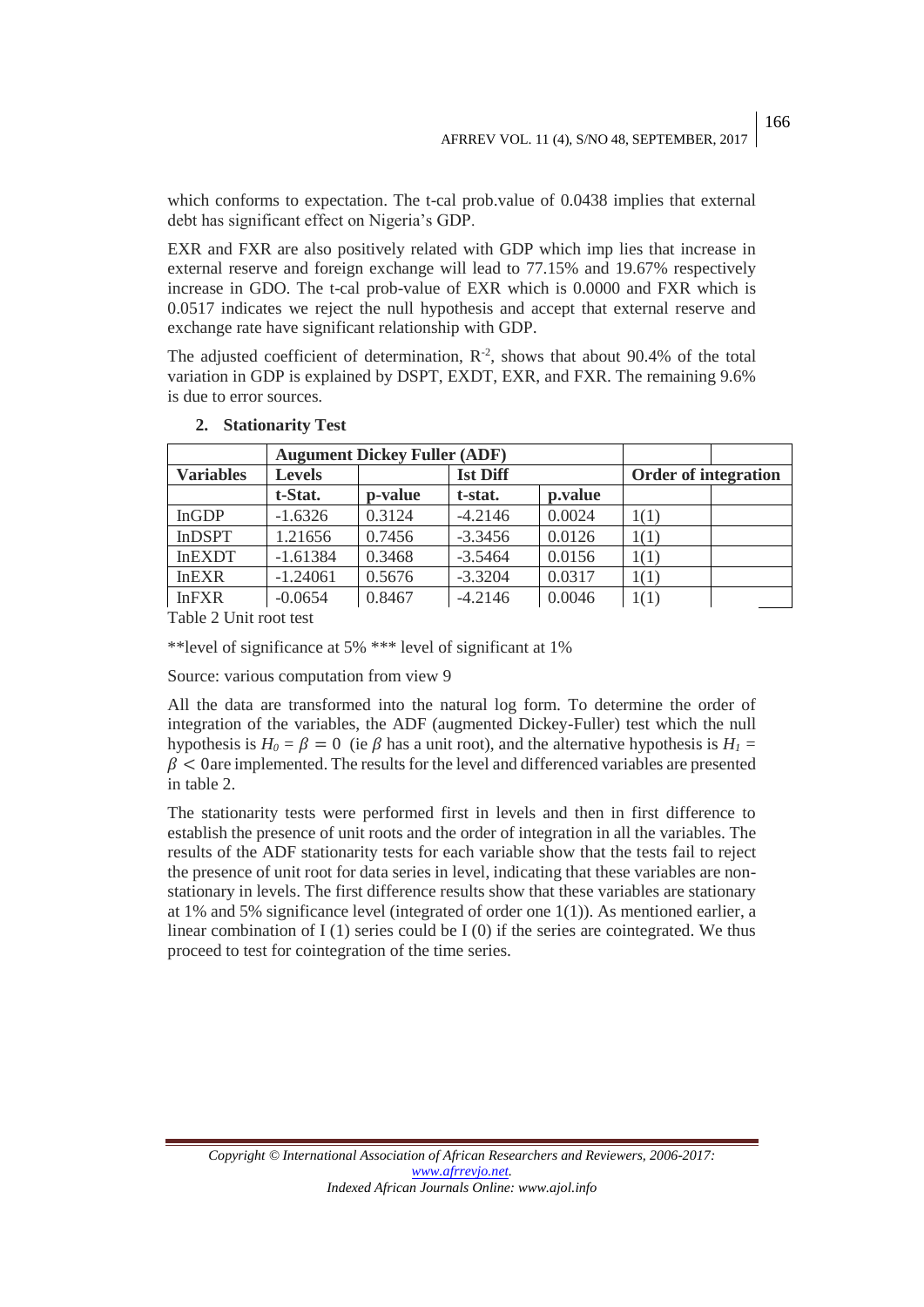which conforms to expectation. The t-cal prob.value of 0.0438 implies that external debt has significant effect on Nigeria's GDP.

EXR and FXR are also positively related with GDP which imp lies that increase in external reserve and foreign exchange will lead to 77.15% and 19.67% respectively increase in GDO. The t-cal prob-value of EXR which is 0.0000 and FXR which is 0.0517 indicates we reject the null hypothesis and accept that external reserve and exchange rate have significant relationship with GDP.

The adjusted coefficient of determination, $R^{-2}$, shows that about 90.4% of the total variation in GDP is explained by DSPT, EXDT, EXR, and FXR. The remaining 9.6% is due to error sources.

## 2. Stationarity Test

| | Augument Dickey Fuller (ADF) | | | | | |
|---|---|---|---|---|---|---|
| **Variables** | **Levels** | | **Ist Diff** | | **Order of integration** | |
| | **t-Stat.** | **p-value** | **t-stat.** | **p.value** | | |
| InGDP | -1.6326 | 0.3124 | -4.2146 | 0.0024 | 1(1) | |
| InDSPT | 1.21656 | 0.7456 | -3.3456 | 0.0126 | 1(1) | |
| InEXDT | -1.61384 | 0.3468 | -3.5464 | 0.0156 | 1(1) | |
| InEXR | -1.24061 | 0.5676 | -3.3204 | 0.0317 | 1(1) | |
| InFXR | -0.0654 | 0.8467 | -4.2146 | 0.0046 | 1(1) | |

Table 2 Unit root test

**level of significance at 5% *** level of significant at 1%

Source: various computation from view 9

All the data are transformed into the natural log form. To determine the order of integration of the variables, the ADF (augmented Dickey-Fuller) test which the null hypothesis is $H_0 = \beta = 0$ (ie $\beta$ has a unit root), and the alternative hypothesis is $H_1 = \beta < 0$are implemented. The results for the level and differenced variables are presented in table 2.

The stationarity tests were performed first in levels and then in first difference to establish the presence of unit roots and the order of integration in all the variables. The results of the ADF stationarity tests for each variable show that the tests fail to reject the presence of unit root for data series in level, indicating that these variables are non-stationary in levels. The first difference results show that these variables are stationary at 1% and 5% significance level (integrated of order one 1(1)). As mentioned earlier, a linear combination of I (1) series could be I (0) if the series are cointegrated. We thus proceed to test for cointegration of the time series.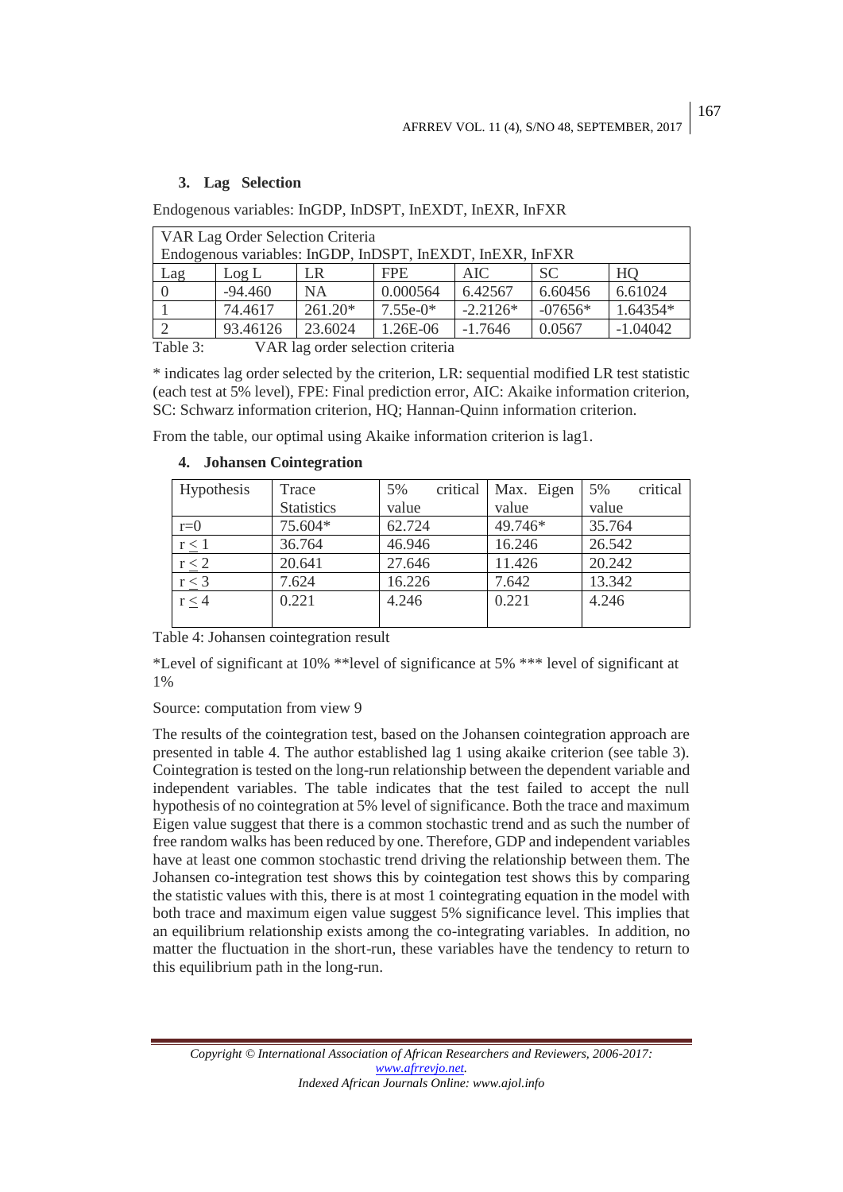### 3. Lag Selection

Endogenous variables: InGDP, InDSPT, InEXDT, InEXR, InFXR

| VAR Lag Order Selection Criteria | | | | | | |
|---|---|---|---|---|---|---|
| Endogenous variables: InGDP, InDSPT, InEXDT, InEXR, InFXR | | | | | | |
| Lag | Log L | LR | FPE | AIC | SC | HQ |
| 0 | -94.460 | NA | 0.000564 | 6.42567 | 6.60456 | 6.61024 |
| 1 | 74.4617 | 261.20* | 7.55e-0* | -2.2126* | -07656* | 1.64354* |
| 2 | 93.46126 | 23.6024 | 1.26E-06 | -1.7646 | 0.0567 | -1.04042 |

Table 3: VAR lag order selection criteria

* indicates lag order selected by the criterion, LR: sequential modified LR test statistic (each test at 5% level), FPE: Final prediction error, AIC: Akaike information criterion, SC: Schwarz information criterion, HQ; Hannan-Quinn information criterion.

From the table, our optimal using Akaike information criterion is lag1.

### 4. Johansen Cointegration

| Hypothesis | Trace Statistics | 5% critical value | Max. Eigen value | 5% critical value |
|---|---|---|---|---|
| r=0 | 75.604* | 62.724 | 49.746* | 35.764 |
| $r \leq 1$ | 36.764 | 46.946 | 16.246 | 26.542 |
| $r \leq 2$ | 20.641 | 27.646 | 11.426 | 20.242 |
| $r \leq 3$ | 7.624 | 16.226 | 7.642 | 13.342 |
| $r \leq 4$ | 0.221 | 4.246 | 0.221 | 4.246 |

Table 4: Johansen cointegration result

*Level of significant at 10% **level of significance at 5% *** level of significant at 1%

Source: computation from view 9

The results of the cointegration test, based on the Johansen cointegration approach are presented in table 4. The author established lag 1 using akaike criterion (see table 3). Cointegration is tested on the long-run relationship between the dependent variable and independent variables. The table indicates that the test failed to accept the null hypothesis of no cointegration at 5% level of significance. Both the trace and maximum Eigen value suggest that there is a common stochastic trend and as such the number of free random walks has been reduced by one. Therefore, GDP and independent variables have at least one common stochastic trend driving the relationship between them. The Johansen co-integration test shows this by cointegation test shows this by comparing the statistic values with this, there is at most 1 cointegrating equation in the model with both trace and maximum eigen value suggest 5% significance level. This implies that an equilibrium relationship exists among the co-integrating variables. In addition, no matter the fluctuation in the short-run, these variables have the tendency to return to this equilibrium path in the long-run.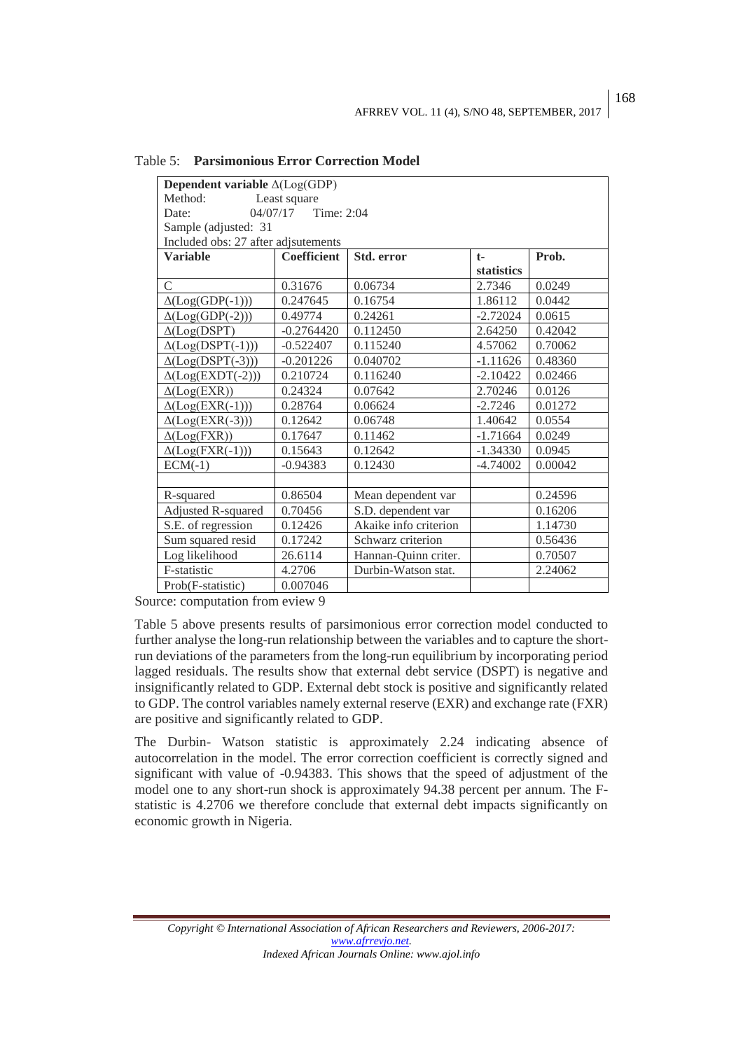Table 5: **Parsimonious Error Correction Model**

| **Dependent variable** Δ(Log(GDP) | | | | |
|---|---|---|---|---|
| Method: Least square | | | | |
| Date: 04/07/17 Time: 2:04 | | | | |
| Sample (adjusted: 31 | | | | |
| Included obs: 27 after adjsutements | | | | |
| **Variable** | **Coefficient** | **Std. error** | **t-statistics** | **Prob.** |
| C | 0.31676 | 0.06734 | 2.7346 | 0.0249 |
| Δ(Log(GDP(-1))) | 0.247645 | 0.16754 | 1.86112 | 0.0442 |
| Δ(Log(GDP(-2))) | 0.49774 | 0.24261 | -2.72024 | 0.0615 |
| Δ(Log(DSPT) | -0.2764420 | 0.112450 | 2.64250 | 0.42042 |
| Δ(Log(DSPT(-1))) | -0.522407 | 0.115240 | 4.57062 | 0.70062 |
| Δ(Log(DSPT(-3))) | -0.201226 | 0.040702 | -1.11626 | 0.48360 |
| Δ(Log(EXDT(-2))) | 0.210724 | 0.116240 | -2.10422 | 0.02466 |
| Δ(Log(EXR)) | 0.24324 | 0.07642 | 2.70246 | 0.0126 |
| Δ(Log(EXR(-1))) | 0.28764 | 0.06624 | -2.7246 | 0.01272 |
| Δ(Log(EXR(-3))) | 0.12642 | 0.06748 | 1.40642 | 0.0554 |
| Δ(Log(FXR)) | 0.17647 | 0.11462 | -1.71664 | 0.0249 |
| Δ(Log(FXR(-1))) | 0.15643 | 0.12642 | -1.34330 | 0.0945 |
| ECM(-1) | -0.94383 | 0.12430 | -4.74002 | 0.00042 |
| | | | | |
| R-squared | 0.86504 | Mean dependent var | | 0.24596 |
| Adjusted R-squared | 0.70456 | S.D. dependent var | | 0.16206 |
| S.E. of regression | 0.12426 | Akaike info criterion | | 1.14730 |
| Sum squared resid | 0.17242 | Schwarz criterion | | 0.56436 |
| Log likelihood | 26.6114 | Hannan-Quinn criter. | | 0.70507 |
| F-statistic | 4.2706 | Durbin-Watson stat. | | 2.24062 |
| Prob(F-statistic) | 0.007046 | | | |

Source: computation from eview 9

Table 5 above presents results of parsimonious error correction model conducted to further analyse the long-run relationship between the variables and to capture the short-run deviations of the parameters from the long-run equilibrium by incorporating period lagged residuals. The results show that external debt service (DSPT) is negative and insignificantly related to GDP. External debt stock is positive and significantly related to GDP. The control variables namely external reserve (EXR) and exchange rate (FXR) are positive and significantly related to GDP.

The Durbin- Watson statistic is approximately 2.24 indicating absence of autocorrelation in the model. The error correction coefficient is correctly signed and significant with value of -0.94383. This shows that the speed of adjustment of the model one to any short-run shock is approximately 94.38 percent per annum. The F-statistic is 4.2706 we therefore conclude that external debt impacts significantly on economic growth in Nigeria.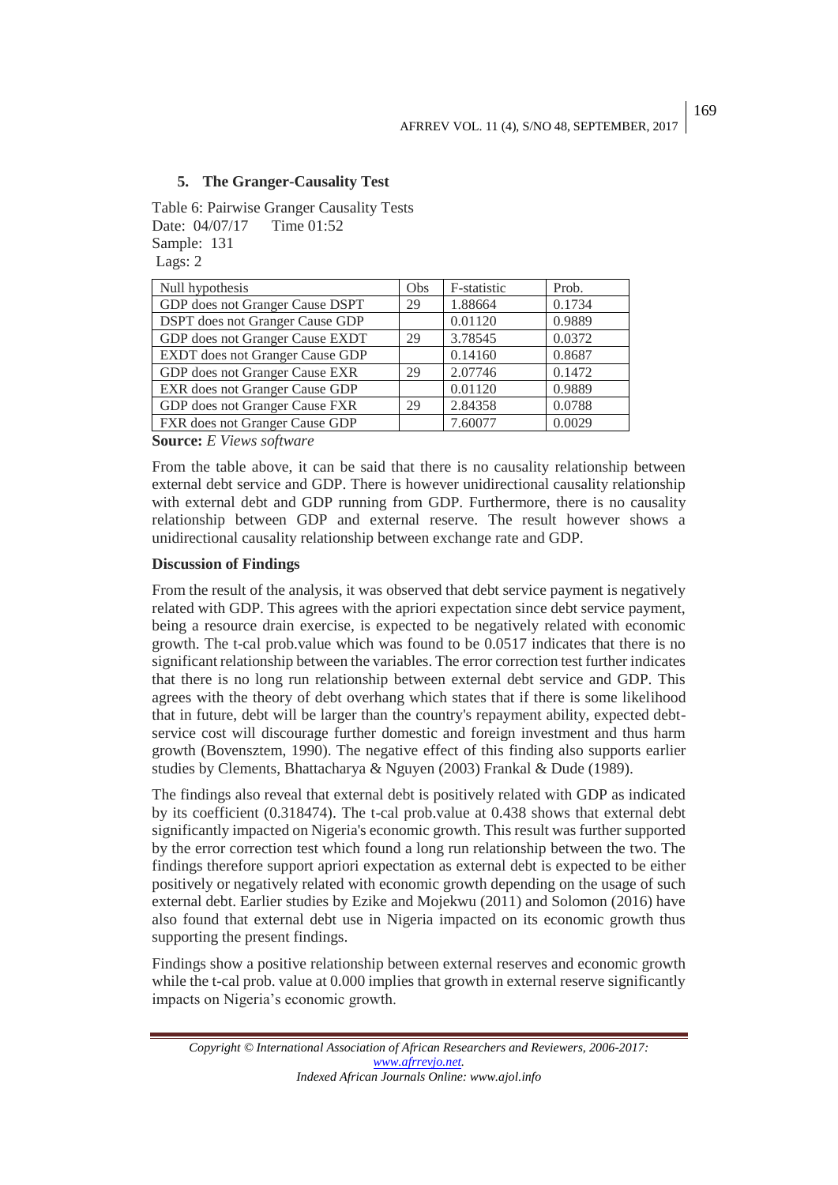### 5. The Granger-Causality Test

Table 6: Pairwise Granger Causality Tests
Date: 04/07/17 Time 01:52
Sample: 131
Lags: 2

| Null hypothesis | Obs | F-statistic | Prob. |
|---|---|---|---|
| GDP does not Granger Cause DSPT | 29 | 1.88664 | 0.1734 |
| DSPT does not Granger Cause GDP | | 0.01120 | 0.9889 |
| GDP does not Granger Cause EXDT | 29 | 3.78545 | 0.0372 |
| EXDT does not Granger Cause GDP | | 0.14160 | 0.8687 |
| GDP does not Granger Cause EXR | 29 | 2.07746 | 0.1472 |
| EXR does not Granger Cause GDP | | 0.01120 | 0.9889 |
| GDP does not Granger Cause FXR | 29 | 2.84358 | 0.0788 |
| FXR does not Granger Cause GDP | | 7.60077 | 0.0029 |

**Source:** *E Views software*

From the table above, it can be said that there is no causality relationship between external debt service and GDP. There is however unidirectional causality relationship with external debt and GDP running from GDP. Furthermore, there is no causality relationship between GDP and external reserve. The result however shows a unidirectional causality relationship between exchange rate and GDP.

**Discussion of Findings**

From the result of the analysis, it was observed that debt service payment is negatively related with GDP. This agrees with the apriori expectation since debt service payment, being a resource drain exercise, is expected to be negatively related with economic growth. The t-cal prob.value which was found to be 0.0517 indicates that there is no significant relationship between the variables. The error correction test further indicates that there is no long run relationship between external debt service and GDP. This agrees with the theory of debt overhang which states that if there is some likelihood that in future, debt will be larger than the country's repayment ability, expected debt-service cost will discourage further domestic and foreign investment and thus harm growth (Bovensztem, 1990). The negative effect of this finding also supports earlier studies by Clements, Bhattacharya & Nguyen (2003) Frankal & Dude (1989).

The findings also reveal that external debt is positively related with GDP as indicated by its coefficient (0.318474). The t-cal prob.value at 0.438 shows that external debt significantly impacted on Nigeria's economic growth. This result was further supported by the error correction test which found a long run relationship between the two. The findings therefore support apriori expectation as external debt is expected to be either positively or negatively related with economic growth depending on the usage of such external debt. Earlier studies by Ezike and Mojekwu (2011) and Solomon (2016) have also found that external debt use in Nigeria impacted on its economic growth thus supporting the present findings.

Findings show a positive relationship between external reserves and economic growth while the t-cal prob. value at 0.000 implies that growth in external reserve significantly impacts on Nigeria's economic growth.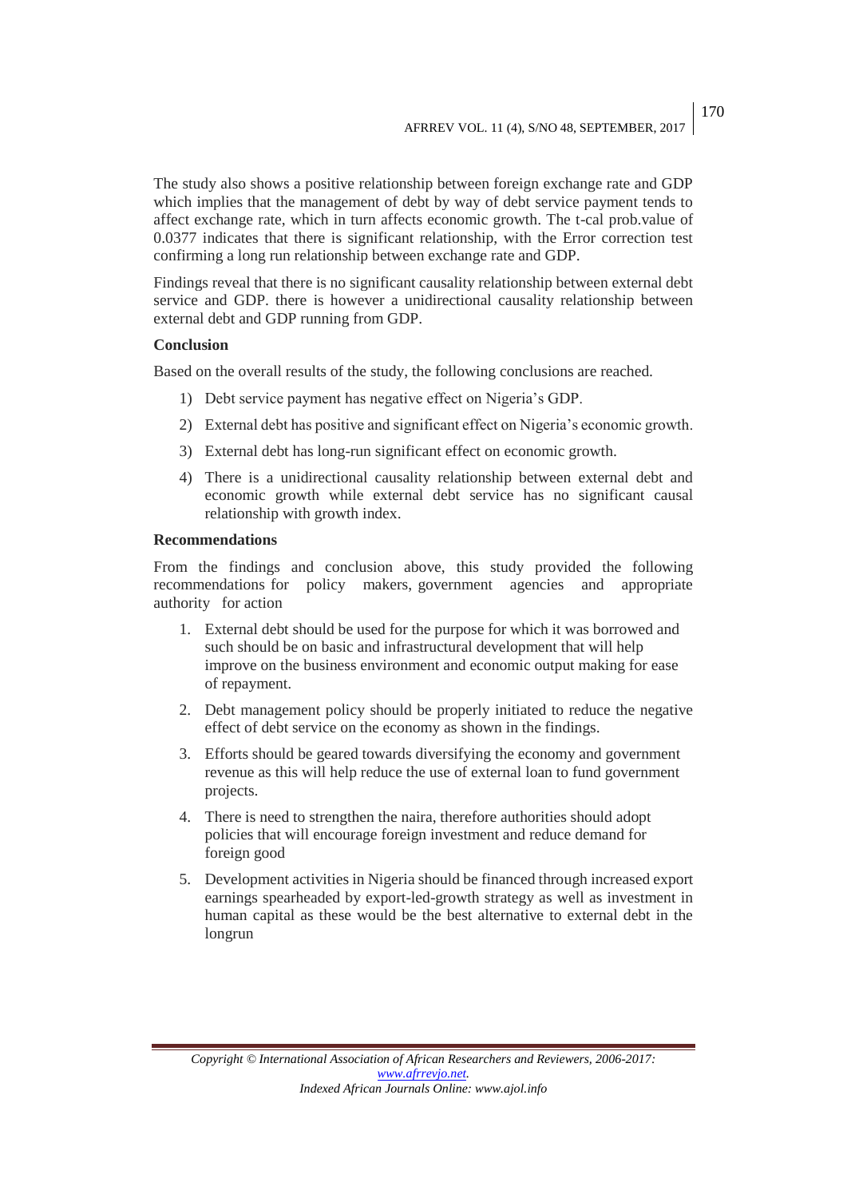The study also shows a positive relationship between foreign exchange rate and GDP which implies that the management of debt by way of debt service payment tends to affect exchange rate, which in turn affects economic growth. The t-cal prob.value of 0.0377 indicates that there is significant relationship, with the Error correction test confirming a long run relationship between exchange rate and GDP.

Findings reveal that there is no significant causality relationship between external debt service and GDP. there is however a unidirectional causality relationship between external debt and GDP running from GDP.

## Conclusion

Based on the overall results of the study, the following conclusions are reached.

1) Debt service payment has negative effect on Nigeria's GDP.
2) External debt has positive and significant effect on Nigeria's economic growth.
3) External debt has long-run significant effect on economic growth.
4) There is a unidirectional causality relationship between external debt and economic growth while external debt service has no significant causal relationship with growth index.

## Recommendations

From the findings and conclusion above, this study provided the following recommendations for policy makers, government agencies and appropriate authority for action

1. External debt should be used for the purpose for which it was borrowed and such should be on basic and infrastructural development that will help improve on the business environment and economic output making for ease of repayment.
2. Debt management policy should be properly initiated to reduce the negative effect of debt service on the economy as shown in the findings.
3. Efforts should be geared towards diversifying the economy and government revenue as this will help reduce the use of external loan to fund government projects.
4. There is need to strengthen the naira, therefore authorities should adopt policies that will encourage foreign investment and reduce demand for foreign good
5. Development activities in Nigeria should be financed through increased export earnings spearheaded by export-led-growth strategy as well as investment in human capital as these would be the best alternative to external debt in the longrun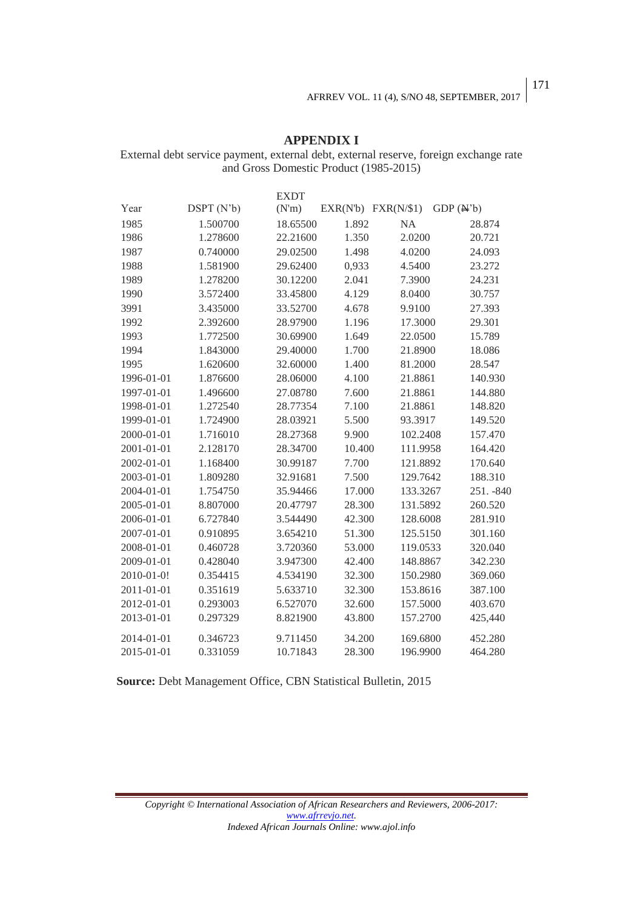## APPENDIX I

External debt service payment, external debt, external reserve, foreign exchange rate and Gross Domestic Product (1985-2015)

| Year | DSPT (N'b) | EXDT (N'm) | EXR(N'b) | FXR(N/$1) | GDP (₦'b) |
|---|---|---|---|---|---|
| 1985 | 1.500700 | 18.65500 | 1.892 | NA | 28.874 |
| 1986 | 1.278600 | 22.21600 | 1.350 | 2.0200 | 20.721 |
| 1987 | 0.740000 | 29.02500 | 1.498 | 4.0200 | 24.093 |
| 1988 | 1.581900 | 29.62400 | 0,933 | 4.5400 | 23.272 |
| 1989 | 1.278200 | 30.12200 | 2.041 | 7.3900 | 24.231 |
| 1990 | 3.572400 | 33.45800 | 4.129 | 8.0400 | 30.757 |
| 3991 | 3.435000 | 33.52700 | 4.678 | 9.9100 | 27.393 |
| 1992 | 2.392600 | 28.97900 | 1.196 | 17.3000 | 29.301 |
| 1993 | 1.772500 | 30.69900 | 1.649 | 22.0500 | 15.789 |
| 1994 | 1.843000 | 29.40000 | 1.700 | 21.8900 | 18.086 |
| 1995 | 1.620600 | 32.60000 | 1.400 | 81.2000 | 28.547 |
| 1996-01-01 | 1.876600 | 28.06000 | 4.100 | 21.8861 | 140.930 |
| 1997-01-01 | 1.496600 | 27.08780 | 7.600 | 21.8861 | 144.880 |
| 1998-01-01 | 1.272540 | 28.77354 | 7.100 | 21.8861 | 148.820 |
| 1999-01-01 | 1.724900 | 28.03921 | 5.500 | 93.3917 | 149.520 |
| 2000-01-01 | 1.716010 | 28.27368 | 9.900 | 102.2408 | 157.470 |
| 2001-01-01 | 2.128170 | 28.34700 | 10.400 | 111.9958 | 164.420 |
| 2002-01-01 | 1.168400 | 30.99187 | 7.700 | 121.8892 | 170.640 |
| 2003-01-01 | 1.809280 | 32.91681 | 7.500 | 129.7642 | 188.310 |
| 2004-01-01 | 1.754750 | 35.94466 | 17.000 | 133.3267 | 251. -840 |
| 2005-01-01 | 8.807000 | 20.47797 | 28.300 | 131.5892 | 260.520 |
| 2006-01-01 | 6.727840 | 3.544490 | 42.300 | 128.6008 | 281.910 |
| 2007-01-01 | 0.910895 | 3.654210 | 51.300 | 125.5150 | 301.160 |
| 2008-01-01 | 0.460728 | 3.720360 | 53.000 | 119.0533 | 320.040 |
| 2009-01-01 | 0.428040 | 3.947300 | 42.400 | 148.8867 | 342.230 |
| 2010-01-0! | 0.354415 | 4.534190 | 32.300 | 150.2980 | 369.060 |
| 2011-01-01 | 0.351619 | 5.633710 | 32.300 | 153.8616 | 387.100 |
| 2012-01-01 | 0.293003 | 6.527070 | 32.600 | 157.5000 | 403.670 |
| 2013-01-01 | 0.297329 | 8.821900 | 43.800 | 157.2700 | 425,440 |
| 2014-01-01 | 0.346723 | 9.711450 | 34.200 | 169.6800 | 452.280 |
| 2015-01-01 | 0.331059 | 10.71843 | 28.300 | 196.9900 | 464.280 |

**Source:** Debt Management Office, CBN Statistical Bulletin, 2015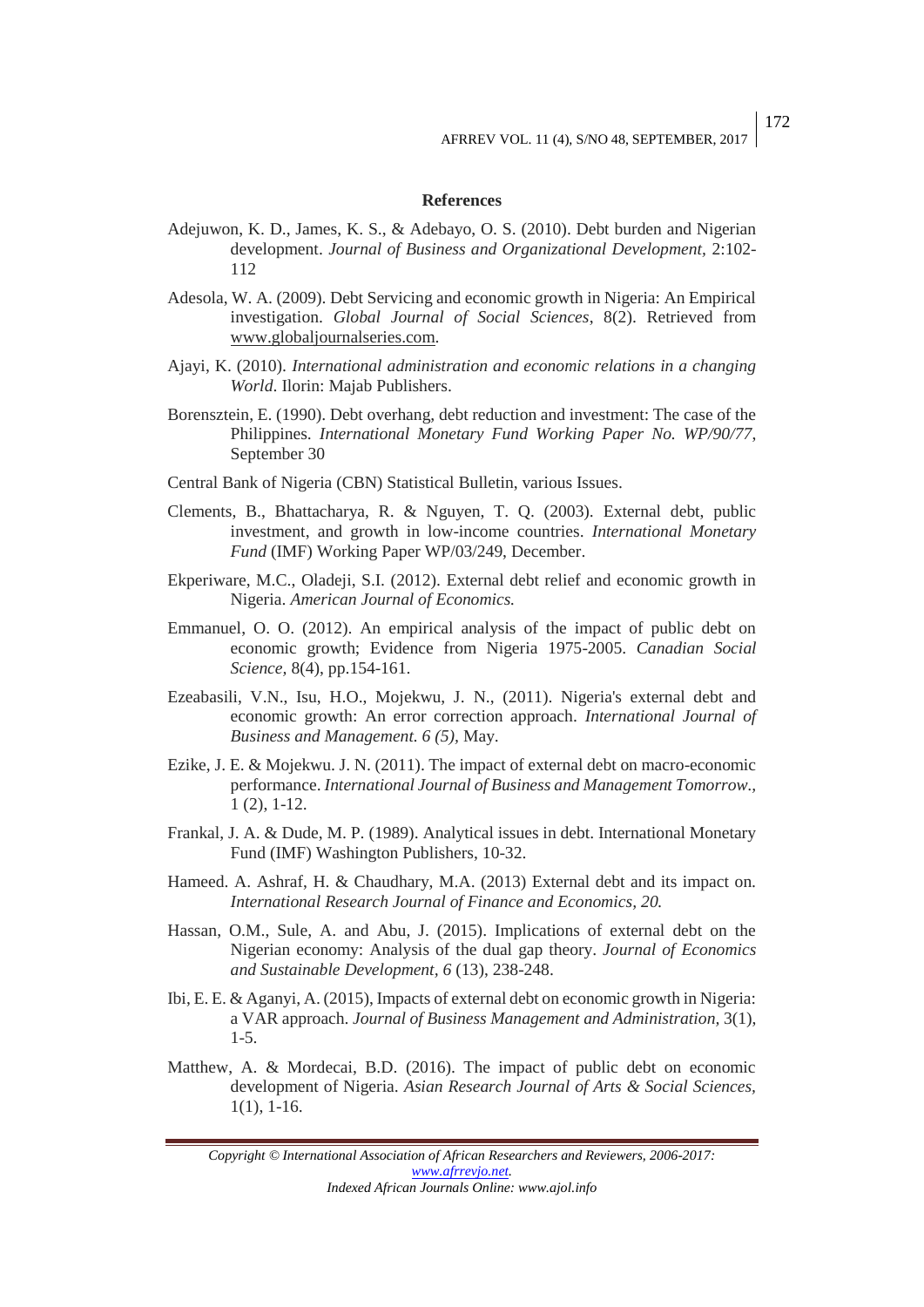## References

Adejuwon, K. D., James, K. S., & Adebayo, O. S. (2010). Debt burden and Nigerian development. *Journal of Business and Organizational Development,* 2:102-112

Adesola, W. A. (2009). Debt Servicing and economic growth in Nigeria: An Empirical investigation. *Global Journal of Social Sciences*, 8(2). Retrieved from www.globaljournalseries.com.

Ajayi, K. (2010). *International administration and economic relations in a changing World*. Ilorin: Majab Publishers.

Borensztein, E. (1990). Debt overhang, debt reduction and investment: The case of the Philippines. *International Monetary Fund Working Paper No. WP/90/77*, September 30

Central Bank of Nigeria (CBN) Statistical Bulletin, various Issues.

Clements, B., Bhattacharya, R. & Nguyen, T. Q. (2003). External debt, public investment, and growth in low-income countries. *International Monetary Fund* (IMF) Working Paper WP/03/249, December.

Ekperiware, M.C., Oladeji, S.I. (2012). External debt relief and economic growth in Nigeria. *American Journal of Economics.*

Emmanuel, O. O. (2012). An empirical analysis of the impact of public debt on economic growth; Evidence from Nigeria 1975-2005. *Canadian Social Science,* 8(4), pp.154-161.

Ezeabasili, V.N., Isu, H.O., Mojekwu, J. N., (2011). Nigeria's external debt and economic growth: An error correction approach. *International Journal of Business and Management. 6 (5),* May.

Ezike, J. E. & Mojekwu. J. N. (2011). The impact of external debt on macro-economic performance. *International Journal of Business and Management Tomorrow.*, 1 (2), 1-12.

Frankal, J. A. & Dude, M. P. (1989). Analytical issues in debt. International Monetary Fund (IMF) Washington Publishers, 10-32.

Hameed. A. Ashraf, H. & Chaudhary, M.A. (2013) External debt and its impact on. *International Research Journal of Finance and Economics, 20.*

Hassan, O.M., Sule, A. and Abu, J. (2015). Implications of external debt on the Nigerian economy: Analysis of the dual gap theory. *Journal of Economics and Sustainable Development*, *6* (13), 238-248.

Ibi, E. E. & Aganyi, A. (2015), Impacts of external debt on economic growth in Nigeria: a VAR approach. *Journal of Business Management and Administration*, 3(1), 1-5.

Matthew, A. & Mordecai, B.D. (2016). The impact of public debt on economic development of Nigeria. *Asian Research Journal of Arts & Social Sciences,* 1(1), 1-16.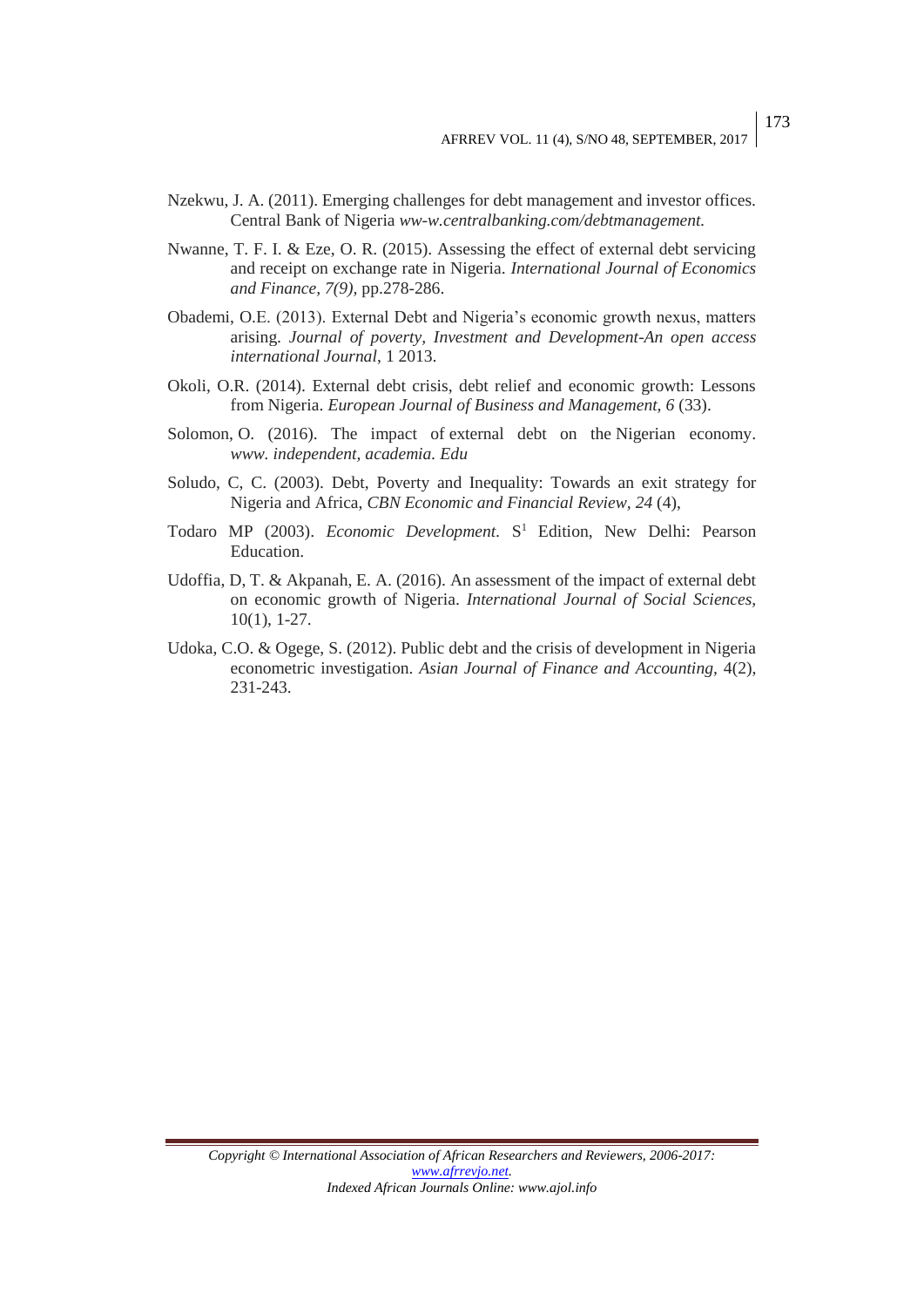Nzekwu, J. A. (2011). Emerging challenges for debt management and investor offices. Central Bank of Nigeria *ww-w.centralbanking.com/debtmanagement.*

Nwanne, T. F. I. & Eze, O. R. (2015). Assessing the effect of external debt servicing and receipt on exchange rate in Nigeria. *International Journal of Economics and Finance, 7(9),* pp.278-286.

Obademi, O.E. (2013). External Debt and Nigeria's economic growth nexus, matters arising. *Journal of poverty, Investment and Development-An open access international Journal*, 1 2013.

Okoli, O.R. (2014). External debt crisis, debt relief and economic growth: Lessons from Nigeria. *European Journal of Business and Management, 6* (33).

Solomon, O. (2016). The impact of external debt on the Nigerian economy. *www. independent, academia. Edu*

Soludo, C, C. (2003). Debt, Poverty and Inequality: Towards an exit strategy for Nigeria and Africa, *CBN Economic and Financial Review, 24* (4),

Todaro MP (2003). *Economic Development.* S[1] Edition, New Delhi: Pearson Education.

Udoffia, D, T. & Akpanah, E. A. (2016). An assessment of the impact of external debt on economic growth of Nigeria. *International Journal of Social Sciences,* 10(1), 1-27.

Udoka, C.O. & Ogege, S. (2012). Public debt and the crisis of development in Nigeria econometric investigation. *Asian Journal of Finance and Accounting,* 4(2), 231-243.